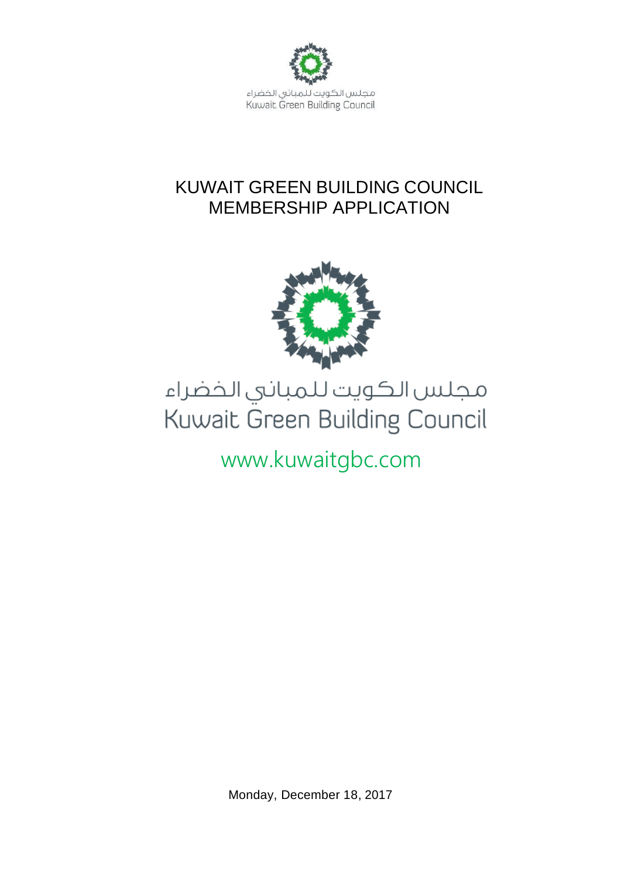مجلس الكويت للمباني الخضراء
Kuwait Green Building Council

# KUWAIT GREEN BUILDING COUNCIL MEMBERSHIP APPLICATION

مجلس الكويت للمباني الخضراء
Kuwait Green Building Council

www.kuwaitgbc.com

Monday, December 18, 2017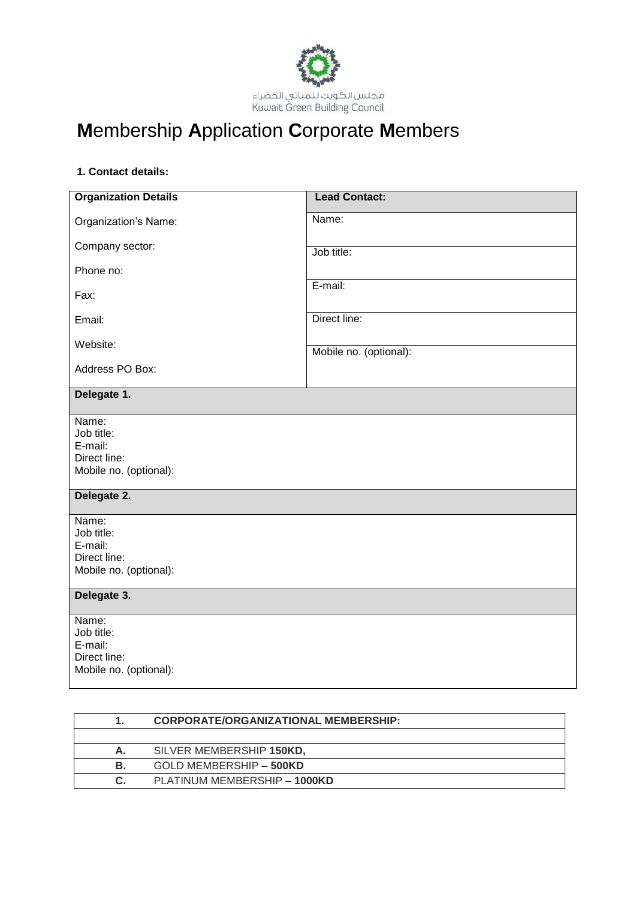مجلس الكويت للمباني الخضراء
Kuwait Green Building Council

# **M**embership **A**pplication **C**orporate **M**embers

**1. Contact details:**

| **Organization Details** | **Lead Contact:** |
|---|---|
| Organization's Name: | Name: |
| Company sector: | Job title: |
| Phone no: | E-mail: |
| Fax: | Direct line: |
| Email: | Mobile no. (optional): |
| Website: | |
| Address PO Box: | |
| **Delegate 1.** | |
| Name:<br>Job title:<br>E-mail:<br>Direct line:<br>Mobile no. (optional): | |
| **Delegate 2.** | |
| Name:<br>Job title:<br>E-mail:<br>Direct line:<br>Mobile no. (optional): | |
| **Delegate 3.** | |
| Name:<br>Job title:<br>E-mail:<br>Direct line:<br>Mobile no. (optional): | |

| **1.** | **CORPORATE/ORGANIZATIONAL MEMBERSHIP:** |
|---|---|
| | |
| **A.** | SILVER MEMBERSHIP **150KD,** |
| **B.** | GOLD MEMBERSHIP – **500KD** |
| **C.** | PLATINUM MEMBERSHIP – **1000KD** |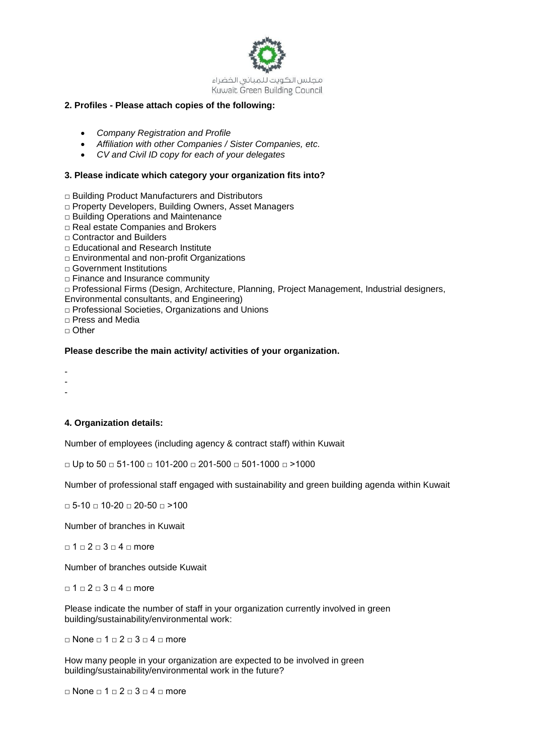مجلس الكويت للمباني الخضراء
Kuwait Green Building Council

**2. Profiles - Please attach copies of the following:**

- *Company Registration and Profile*
- *Affiliation with other Companies / Sister Companies, etc.*
- *CV and Civil ID copy for each of your delegates*

**3. Please indicate which category your organization fits into?**

□ Building Product Manufacturers and Distributors
□ Property Developers, Building Owners, Asset Managers
□ Building Operations and Maintenance
□ Real estate Companies and Brokers
□ Contractor and Builders
□ Educational and Research Institute
□ Environmental and non-profit Organizations
□ Government Institutions
□ Finance and Insurance community
□ Professional Firms (Design, Architecture, Planning, Project Management, Industrial designers, Environmental consultants, and Engineering)
□ Professional Societies, Organizations and Unions
□ Press and Media
□ Other

**Please describe the main activity/ activities of your organization.**

-
-
-

**4. Organization details:**

Number of employees (including agency & contract staff) within Kuwait

□ Up to 50 □ 51-100 □ 101-200 □ 201-500 □ 501-1000 □ >1000

Number of professional staff engaged with sustainability and green building agenda within Kuwait

□ 5-10 □ 10-20 □ 20-50 □ >100

Number of branches in Kuwait

□ 1 □ 2 □ 3 □ 4 □ more

Number of branches outside Kuwait

□ 1 □ 2 □ 3 □ 4 □ more

Please indicate the number of staff in your organization currently involved in green building/sustainability/environmental work:

□ None □ 1 □ 2 □ 3 □ 4 □ more

How many people in your organization are expected to be involved in green building/sustainability/environmental work in the future?

□ None □ 1 □ 2 □ 3 □ 4 □ more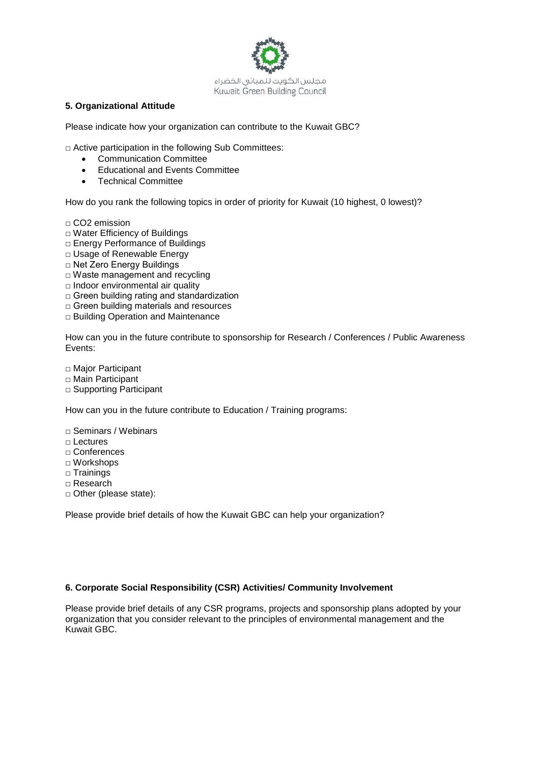## 5. Organizational Attitude

Please indicate how your organization can contribute to the Kuwait GBC?

□ Active participation in the following Sub Committees:

- Communication Committee
- Educational and Events Committee
- Technical Committee

How do you rank the following topics in order of priority for Kuwait (10 highest, 0 lowest)?

□ CO2 emission
□ Water Efficiency of Buildings
□ Energy Performance of Buildings
□ Usage of Renewable Energy
□ Net Zero Energy Buildings
□ Waste management and recycling
□ Indoor environmental air quality
□ Green building rating and standardization
□ Green building materials and resources
□ Building Operation and Maintenance

How can you in the future contribute to sponsorship for Research / Conferences / Public Awareness Events:

□ Major Participant
□ Main Participant
□ Supporting Participant

How can you in the future contribute to Education / Training programs:

□ Seminars / Webinars
□ Lectures
□ Conferences
□ Workshops
□ Trainings
□ Research
□ Other (please state):

Please provide brief details of how the Kuwait GBC can help your organization?

## 6. Corporate Social Responsibility (CSR) Activities/ Community Involvement

Please provide brief details of any CSR programs, projects and sponsorship plans adopted by your organization that you consider relevant to the principles of environmental management and the Kuwait GBC.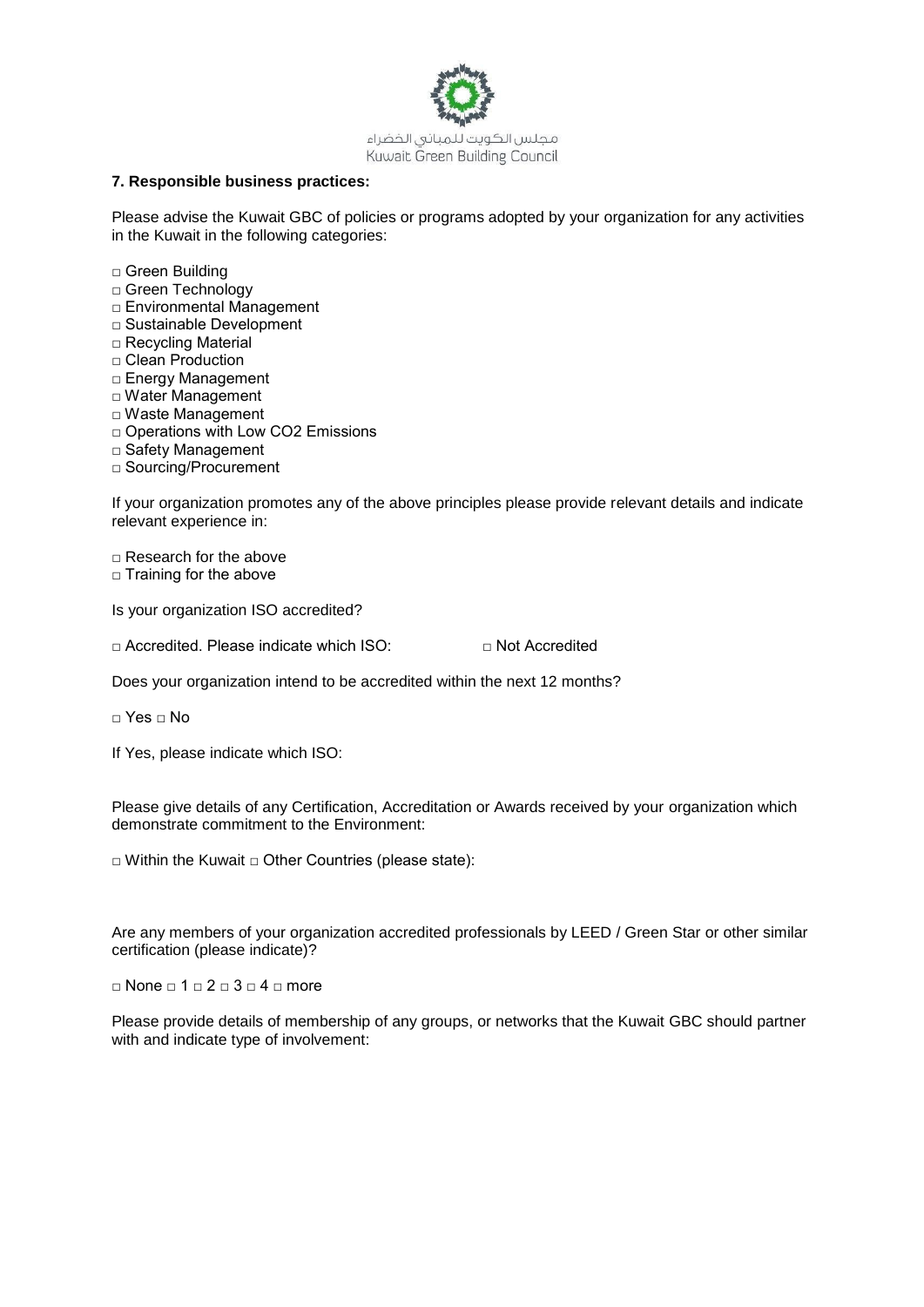## 7. Responsible business practices:

Please advise the Kuwait GBC of policies or programs adopted by your organization for any activities in the Kuwait in the following categories:

□ Green Building
□ Green Technology
□ Environmental Management
□ Sustainable Development
□ Recycling Material
□ Clean Production
□ Energy Management
□ Water Management
□ Waste Management
□ Operations with Low CO2 Emissions
□ Safety Management
□ Sourcing/Procurement

If your organization promotes any of the above principles please provide relevant details and indicate relevant experience in:

□ Research for the above
□ Training for the above

Is your organization ISO accredited?

□ Accredited. Please indicate which ISO: □ Not Accredited

Does your organization intend to be accredited within the next 12 months?

□ Yes □ No

If Yes, please indicate which ISO:

Please give details of any Certification, Accreditation or Awards received by your organization which demonstrate commitment to the Environment:

□ Within the Kuwait □ Other Countries (please state):

Are any members of your organization accredited professionals by LEED / Green Star or other similar certification (please indicate)?

□ None □ 1 □ 2 □ 3 □ 4 □ more

Please provide details of membership of any groups, or networks that the Kuwait GBC should partner with and indicate type of involvement: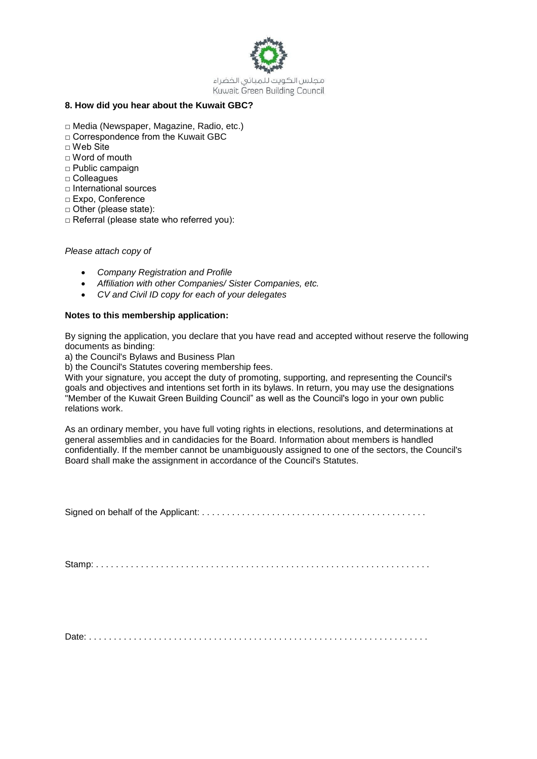مجلس الكويت للمباني الخضراء
Kuwait Green Building Council

**8. How did you hear about the Kuwait GBC?**

□ Media (Newspaper, Magazine, Radio, etc.)
□ Correspondence from the Kuwait GBC
□ Web Site
□ Word of mouth
□ Public campaign
□ Colleagues
□ International sources
□ Expo, Conference
□ Other (please state):
□ Referral (please state who referred you):

*Please attach copy of*

- *Company Registration and Profile*
- *Affiliation with other Companies/ Sister Companies, etc.*
- *CV and Civil ID copy for each of your delegates*

**Notes to this membership application:**

By signing the application, you declare that you have read and accepted without reserve the following documents as binding:
a) the Council's Bylaws and Business Plan
b) the Council's Statutes covering membership fees.
With your signature, you accept the duty of promoting, supporting, and representing the Council's goals and objectives and intentions set forth in its bylaws. In return, you may use the designations "Member of the Kuwait Green Building Council" as well as the Council's logo in your own public relations work.

As an ordinary member, you have full voting rights in elections, resolutions, and determinations at general assemblies and in candidacies for the Board. Information about members is handled confidentially. If the member cannot be unambiguously assigned to one of the sectors, the Council's Board shall make the assignment in accordance of the Council's Statutes.

Signed on behalf of the Applicant: . . . . . . . . . . . . . . . . . . . . . . . . . . . . . . . . . . . . . . . . . . . .

Stamp: . . . . . . . . . . . . . . . . . . . . . . . . . . . . . . . . . . . . . . . . . . . . . . . . . . . . . . . . . . . . . . . . . .

Date: . . . . . . . . . . . . . . . . . . . . . . . . . . . . . . . . . . . . . . . . . . . . . . . . . . . . . . . . . . . . . . . . . . .